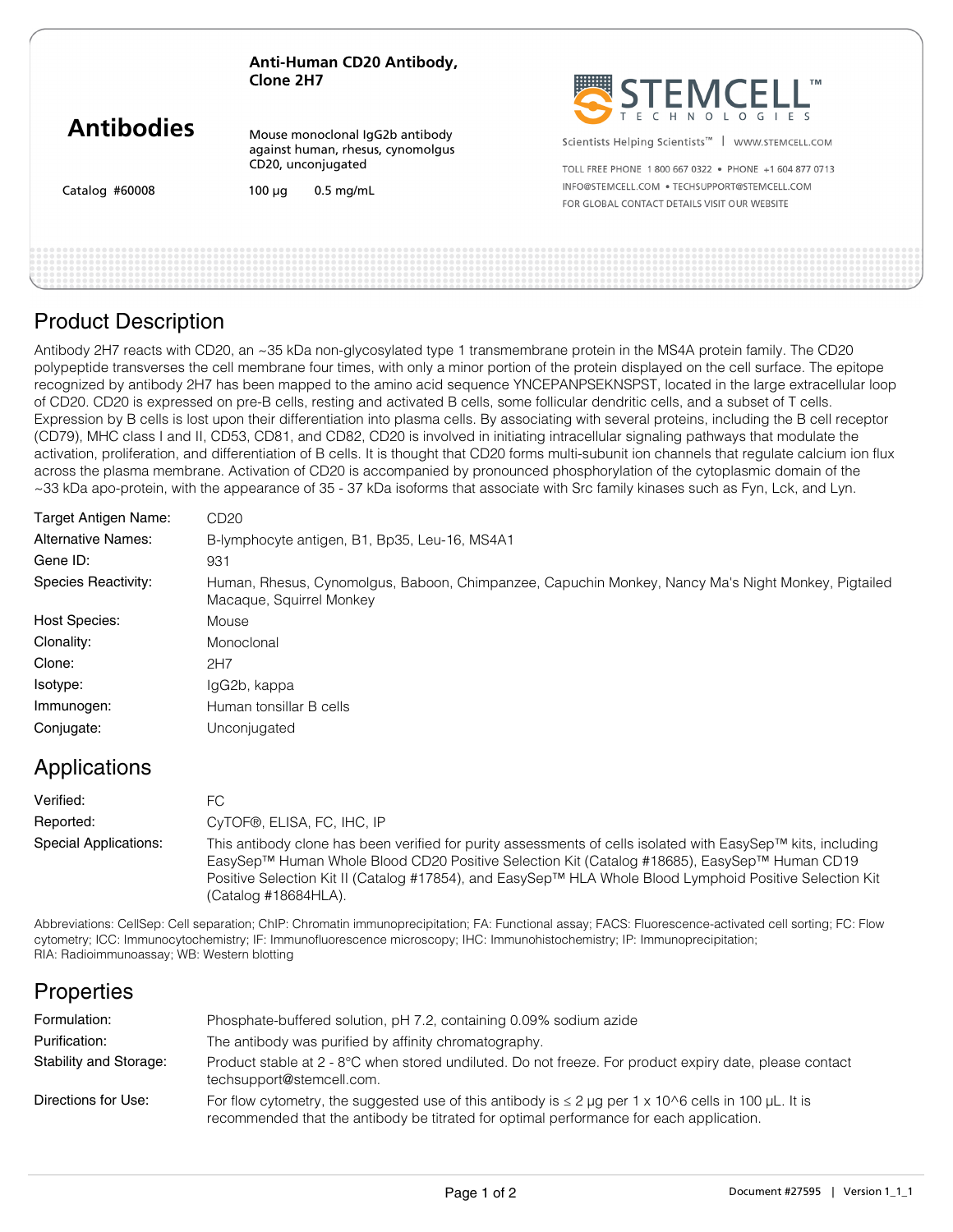# Anti-Human CD20 Antibody, Clone 2H7

**Antibodies**

Mouse monoclonal IgG2b antibody against human, rhesus, cynomolgus CD20, unconjugated

Catalog #60008 | 100 µg | 0.5 mg/mL

STEMCELL™ TECHNOLOGIES

Scientists Helping Scientists™ | WWW.STEMCELL.COM

TOLL FREE PHONE 1 800 667 0322 • PHONE +1 604 877 0713
INFO@STEMCELL.COM • TECHSUPPORT@STEMCELL.COM
FOR GLOBAL CONTACT DETAILS VISIT OUR WEBSITE

## Product Description

Antibody 2H7 reacts with CD20, an ~35 kDa non-glycosylated type 1 transmembrane protein in the MS4A protein family. The CD20 polypeptide transverses the cell membrane four times, with only a minor portion of the protein displayed on the cell surface. The epitope recognized by antibody 2H7 has been mapped to the amino acid sequence YNCEPANPSEKNSPST, located in the large extracellular loop of CD20. CD20 is expressed on pre-B cells, resting and activated B cells, some follicular dendritic cells, and a subset of T cells. Expression by B cells is lost upon their differentiation into plasma cells. By associating with several proteins, including the B cell receptor (CD79), MHC class I and II, CD53, CD81, and CD82, CD20 is involved in initiating intracellular signaling pathways that modulate the activation, proliferation, and differentiation of B cells. It is thought that CD20 forms multi-subunit ion channels that regulate calcium ion flux across the plasma membrane. Activation of CD20 is accompanied by pronounced phosphorylation of the cytoplasmic domain of the ~33 kDa apo-protein, with the appearance of 35 - 37 kDa isoforms that associate with Src family kinases such as Fyn, Lck, and Lyn.

| | |
|---|---|
| Target Antigen Name: | CD20 |
| Alternative Names: | B-lymphocyte antigen, B1, Bp35, Leu-16, MS4A1 |
| Gene ID: | 931 |
| Species Reactivity: | Human, Rhesus, Cynomolgus, Baboon, Chimpanzee, Capuchin Monkey, Nancy Ma's Night Monkey, Pigtailed Macaque, Squirrel Monkey |
| Host Species: | Mouse |
| Clonality: | Monoclonal |
| Clone: | 2H7 |
| Isotype: | IgG2b, kappa |
| Immunogen: | Human tonsillar B cells |
| Conjugate: | Unconjugated |

## Applications

| | |
|---|---|
| Verified: | FC |
| Reported: | CyTOF®, ELISA, FC, IHC, IP |
| Special Applications: | This antibody clone has been verified for purity assessments of cells isolated with EasySep™ kits, including EasySep™ Human Whole Blood CD20 Positive Selection Kit (Catalog #18685), EasySep™ Human CD19 Positive Selection Kit II (Catalog #17854), and EasySep™ HLA Whole Blood Lymphoid Positive Selection Kit (Catalog #18684HLA). |

Abbreviations: CellSep: Cell separation; ChIP: Chromatin immunoprecipitation; FA: Functional assay; FACS: Fluorescence-activated cell sorting; FC: Flow cytometry; ICC: Immunocytochemistry; IF: Immunofluorescence microscopy; IHC: Immunohistochemistry; IP: Immunoprecipitation; RIA: Radioimmunoassay; WB: Western blotting

## Properties

| | |
|---|---|
| Formulation: | Phosphate-buffered solution, pH 7.2, containing 0.09% sodium azide |
| Purification: | The antibody was purified by affinity chromatography. |
| Stability and Storage: | Product stable at 2 - 8°C when stored undiluted. Do not freeze. For product expiry date, please contact techsupport@stemcell.com. |
| Directions for Use: | For flow cytometry, the suggested use of this antibody is ≤ 2 µg per 1 x 10^6 cells in 100 µL. It is recommended that the antibody be titrated for optimal performance for each application. |

Document #27595 | Version 1_1_1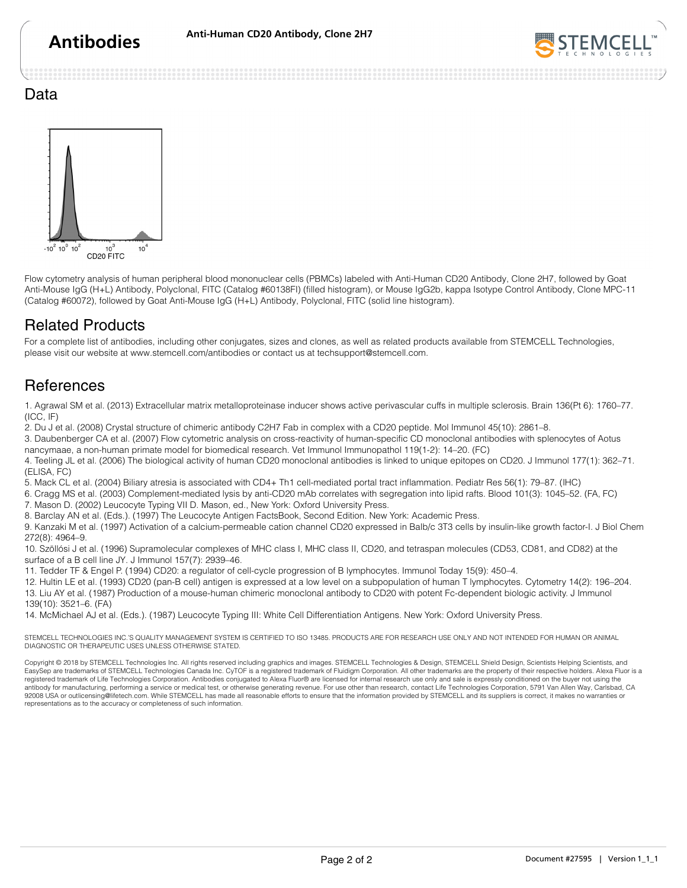## Data

-10^2 10^0 10^2 10^3 10^4
CD20 FITC

Flow cytometry analysis of human peripheral blood mononuclear cells (PBMCs) labeled with Anti-Human CD20 Antibody, Clone 2H7, followed by Goat Anti-Mouse IgG (H+L) Antibody, Polyclonal, FITC (Catalog #60138FI) (filled histogram), or Mouse IgG2b, kappa Isotype Control Antibody, Clone MPC-11 (Catalog #60072), followed by Goat Anti-Mouse IgG (H+L) Antibody, Polyclonal, FITC (solid line histogram).

## Related Products

For a complete list of antibodies, including other conjugates, sizes and clones, as well as related products available from STEMCELL Technologies, please visit our website at www.stemcell.com/antibodies or contact us at techsupport@stemcell.com.

## References

1. Agrawal SM et al. (2013) Extracellular matrix metalloproteinase inducer shows active perivascular cuffs in multiple sclerosis. Brain 136(Pt 6): 1760–77. (ICC, IF)
2. Du J et al. (2008) Crystal structure of chimeric antibody C2H7 Fab in complex with a CD20 peptide. Mol Immunol 45(10): 2861–8.
3. Daubenberger CA et al. (2007) Flow cytometric analysis on cross-reactivity of human-specific CD monoclonal antibodies with splenocytes of Aotus nancymaae, a non-human primate model for biomedical research. Vet Immunol Immunopathol 119(1-2): 14–20. (FC)
4. Teeling JL et al. (2006) The biological activity of human CD20 monoclonal antibodies is linked to unique epitopes on CD20. J Immunol 177(1): 362–71. (ELISA, FC)
5. Mack CL et al. (2004) Biliary atresia is associated with CD4+ Th1 cell-mediated portal tract inflammation. Pediatr Res 56(1): 79–87. (IHC)
6. Cragg MS et al. (2003) Complement-mediated lysis by anti-CD20 mAb correlates with segregation into lipid rafts. Blood 101(3): 1045–52. (FA, FC)
7. Mason D. (2002) Leucocyte Typing VII D. Mason, ed., New York: Oxford University Press.
8. Barclay AN et al. (Eds.). (1997) The Leucocyte Antigen FactsBook, Second Edition. New York: Academic Press.
9. Kanzaki M et al. (1997) Activation of a calcium-permeable cation channel CD20 expressed in Balb/c 3T3 cells by insulin-like growth factor-I. J Biol Chem 272(8): 4964–9.
10. Szöllósi J et al. (1996) Supramolecular complexes of MHC class I, MHC class II, CD20, and tetraspan molecules (CD53, CD81, and CD82) at the surface of a B cell line JY. J Immunol 157(7): 2939–46.
11. Tedder TF & Engel P. (1994) CD20: a regulator of cell-cycle progression of B lymphocytes. Immunol Today 15(9): 450–4.
12. Hultin LE et al. (1993) CD20 (pan-B cell) antigen is expressed at a low level on a subpopulation of human T lymphocytes. Cytometry 14(2): 196–204.
13. Liu AY et al. (1987) Production of a mouse-human chimeric monoclonal antibody to CD20 with potent Fc-dependent biologic activity. J Immunol 139(10): 3521–6. (FA)
14. McMichael AJ et al. (Eds.). (1987) Leucocyte Typing III: White Cell Differentiation Antigens. New York: Oxford University Press.

STEMCELL TECHNOLOGIES INC.'S QUALITY MANAGEMENT SYSTEM IS CERTIFIED TO ISO 13485. PRODUCTS ARE FOR RESEARCH USE ONLY AND NOT INTENDED FOR HUMAN OR ANIMAL DIAGNOSTIC OR THERAPEUTIC USES UNLESS OTHERWISE STATED.

Copyright © 2018 by STEMCELL Technologies Inc. All rights reserved including graphics and images. STEMCELL Technologies & Design, STEMCELL Shield Design, Scientists Helping Scientists, and EasySep are trademarks of STEMCELL Technologies Canada Inc. CyTOF is a registered trademark of Fluidigm Corporation. All other trademarks are the property of their respective holders. Alexa Fluor is a registered trademark of Life Technologies Corporation. Antibodies conjugated to Alexa Fluor® are licensed for internal research use only and sale is expressly conditioned on the buyer not using the antibody for manufacturing, performing a service or medical test, or otherwise generating revenue. For use other than research, contact Life Technologies Corporation, 5791 Van Allen Way, Carlsbad, CA 92008 USA or outlicensing@lifetech.com. While STEMCELL has made all reasonable efforts to ensure that the information provided by STEMCELL and its suppliers is correct, it makes no warranties or representations as to the accuracy or completeness of such information.